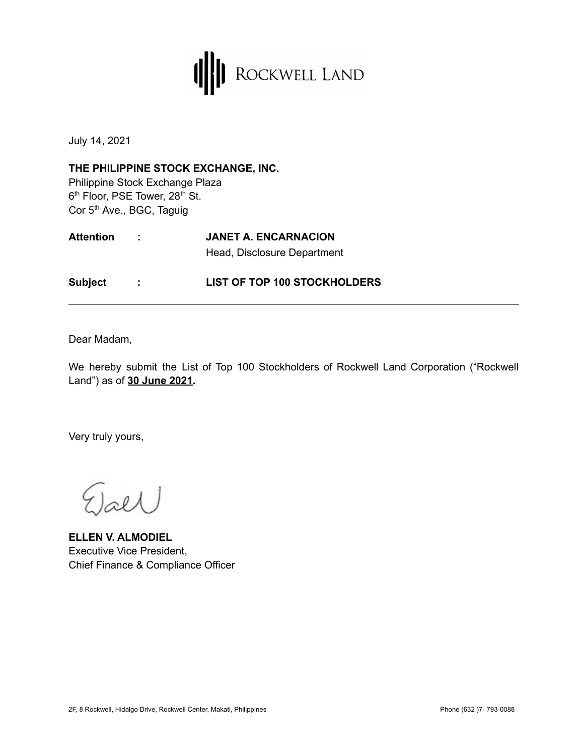ROCKWELL LAND

July 14, 2021

**THE PHILIPPINE STOCK EXCHANGE, INC.**
Philippine Stock Exchange Plaza
6th Floor, PSE Tower, 28th St.
Cor 5th Ave., BGC, Taguig

**Attention** : **JANET A. ENCARNACION**
Head, Disclosure Department

**Subject** : **LIST OF TOP 100 STOCKHOLDERS**

---

Dear Madam,

We hereby submit the List of Top 100 Stockholders of Rockwell Land Corporation ("Rockwell Land") as of **30 June 2021.**

Very truly yours,

**ELLEN V. ALMODIEL**
Executive Vice President,
Chief Finance & Compliance Officer

2F, 8 Rockwell, Hidalgo Drive, Rockwell Center, Makati, Philippines Phone (632 )7- 793-0088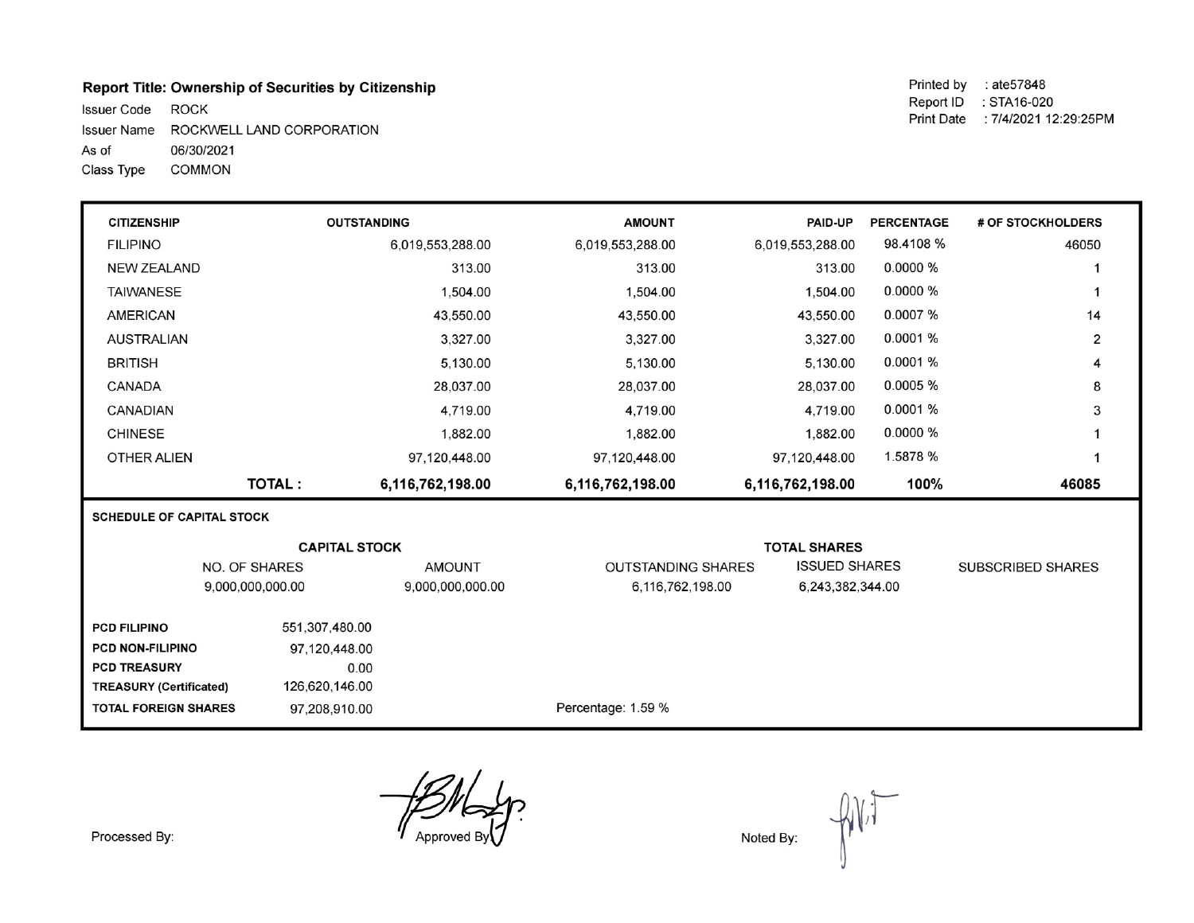**Report Title: Ownership of Securities by Citizenship**

Issuer Code ROCK
Issuer Name ROCKWELL LAND CORPORATION
As of 06/30/2021
Class Type COMMON

Printed by : ate57848
Report ID : STA16-020
Print Date : 7/4/2021 12:29:25PM

| CITIZENSHIP | OUTSTANDING | AMOUNT | PAID-UP | PERCENTAGE | # OF STOCKHOLDERS |
|---|---|---|---|---|---|
| FILIPINO | 6,019,553,288.00 | 6,019,553,288.00 | 6,019,553,288.00 | 98.4108 % | 46050 |
| NEW ZEALAND | 313.00 | 313.00 | 313.00 | 0.0000 % | 1 |
| TAIWANESE | 1,504.00 | 1,504.00 | 1,504.00 | 0.0000 % | 1 |
| AMERICAN | 43,550.00 | 43,550.00 | 43,550.00 | 0.0007 % | 14 |
| AUSTRALIAN | 3,327.00 | 3,327.00 | 3,327.00 | 0.0001 % | 2 |
| BRITISH | 5,130.00 | 5,130.00 | 5,130.00 | 0.0001 % | 4 |
| CANADA | 28,037.00 | 28,037.00 | 28,037.00 | 0.0005 % | 8 |
| CANADIAN | 4,719.00 | 4,719.00 | 4,719.00 | 0.0001 % | 3 |
| CHINESE | 1,882.00 | 1,882.00 | 1,882.00 | 0.0000 % | 1 |
| OTHER ALIEN | 97,120,448.00 | 97,120,448.00 | 97,120,448.00 | 1.5878 % | 1 |
| **TOTAL :** | **6,116,762,198.00** | **6,116,762,198.00** | **6,116,762,198.00** | **100%** | **46085** |

**SCHEDULE OF CAPITAL STOCK**

| CAPITAL STOCK | | TOTAL SHARES | | |
|---|---|---|---|---|
| NO. OF SHARES | AMOUNT | OUTSTANDING SHARES | ISSUED SHARES | SUBSCRIBED SHARES |
| 9,000,000,000.00 | 9,000,000,000.00 | 6,116,762,198.00 | 6,243,382,344.00 | |

| | |
|---|---|
| **PCD FILIPINO** | 551,307,480.00 |
| **PCD NON-FILIPINO** | 97,120,448.00 |
| **PCD TREASURY** | 0.00 |
| **TREASURY (Certificated)** | 126,620,146.00 |
| **TOTAL FOREIGN SHARES** | 97,208,910.00 |

Percentage: 1.59 %

Processed By: Approved By: Noted By: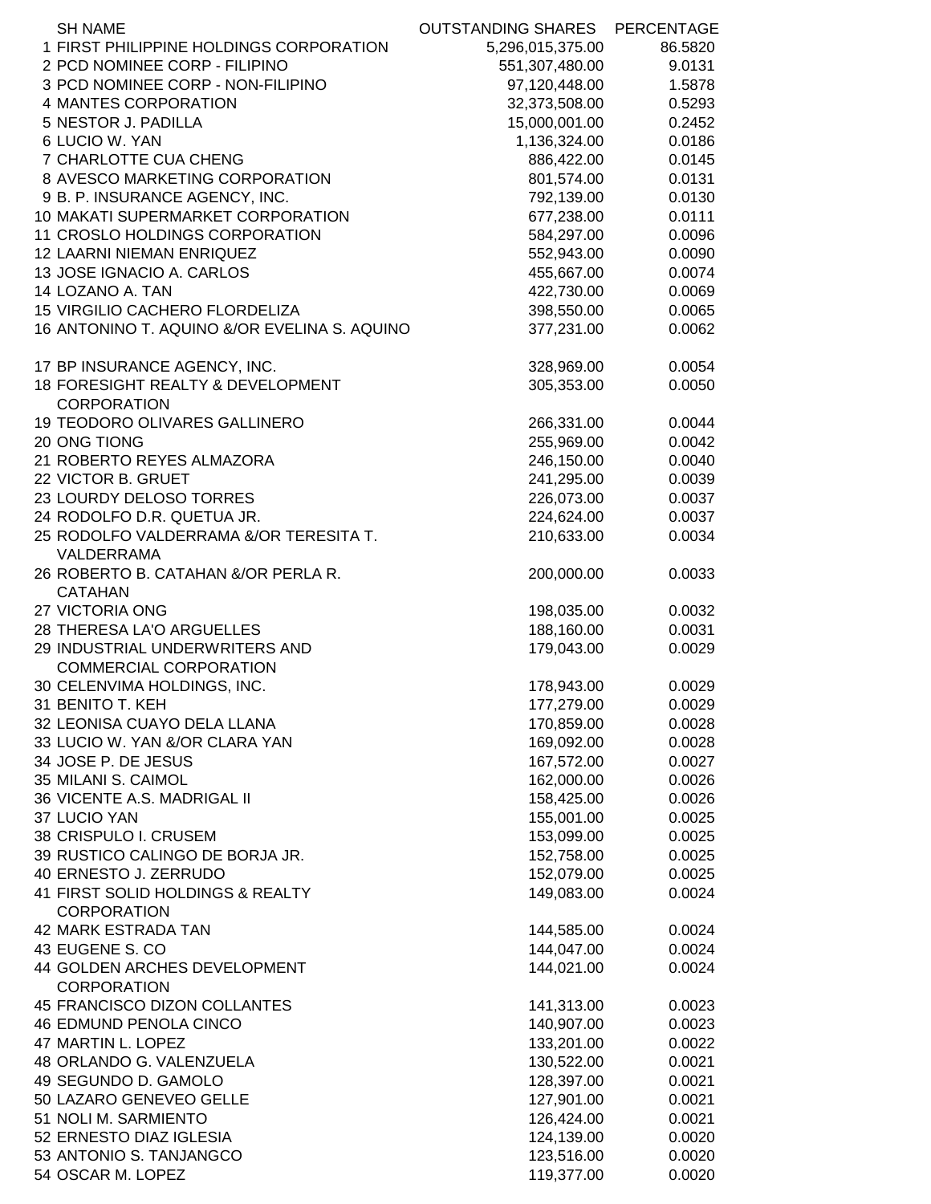| | SH NAME | OUTSTANDING SHARES | PERCENTAGE |
|---|---|---|---|
| 1 | FIRST PHILIPPINE HOLDINGS CORPORATION | 5,296,015,375.00 | 86.5820 |
| 2 | PCD NOMINEE CORP - FILIPINO | 551,307,480.00 | 9.0131 |
| 3 | PCD NOMINEE CORP - NON-FILIPINO | 97,120,448.00 | 1.5878 |
| 4 | MANTES CORPORATION | 32,373,508.00 | 0.5293 |
| 5 | NESTOR J. PADILLA | 15,000,001.00 | 0.2452 |
| 6 | LUCIO W. YAN | 1,136,324.00 | 0.0186 |
| 7 | CHARLOTTE CUA CHENG | 886,422.00 | 0.0145 |
| 8 | AVESCO MARKETING CORPORATION | 801,574.00 | 0.0131 |
| 9 | B. P. INSURANCE AGENCY, INC. | 792,139.00 | 0.0130 |
| 10 | MAKATI SUPERMARKET CORPORATION | 677,238.00 | 0.0111 |
| 11 | CROSLO HOLDINGS CORPORATION | 584,297.00 | 0.0096 |
| 12 | LAARNI NIEMAN ENRIQUEZ | 552,943.00 | 0.0090 |
| 13 | JOSE IGNACIO A. CARLOS | 455,667.00 | 0.0074 |
| 14 | LOZANO A. TAN | 422,730.00 | 0.0069 |
| 15 | VIRGILIO CACHERO FLORDELIZA | 398,550.00 | 0.0065 |
| 16 | ANTONINO T. AQUINO &/OR EVELINA S. AQUINO | 377,231.00 | 0.0062 |
| 17 | BP INSURANCE AGENCY, INC. | 328,969.00 | 0.0054 |
| 18 | FORESIGHT REALTY & DEVELOPMENT CORPORATION | 305,353.00 | 0.0050 |
| 19 | TEODORO OLIVARES GALLINERO | 266,331.00 | 0.0044 |
| 20 | ONG TIONG | 255,969.00 | 0.0042 |
| 21 | ROBERTO REYES ALMAZORA | 246,150.00 | 0.0040 |
| 22 | VICTOR B. GRUET | 241,295.00 | 0.0039 |
| 23 | LOURDY DELOSO TORRES | 226,073.00 | 0.0037 |
| 24 | RODOLFO D.R. QUETUA JR. | 224,624.00 | 0.0037 |
| 25 | RODOLFO VALDERRAMA &/OR TERESITA T. VALDERRAMA | 210,633.00 | 0.0034 |
| 26 | ROBERTO B. CATAHAN &/OR PERLA R. CATAHAN | 200,000.00 | 0.0033 |
| 27 | VICTORIA ONG | 198,035.00 | 0.0032 |
| 28 | THERESA LA'O ARGUELLES | 188,160.00 | 0.0031 |
| 29 | INDUSTRIAL UNDERWRITERS AND COMMERCIAL CORPORATION | 179,043.00 | 0.0029 |
| 30 | CELENVIMA HOLDINGS, INC. | 178,943.00 | 0.0029 |
| 31 | BENITO T. KEH | 177,279.00 | 0.0029 |
| 32 | LEONISA CUAYO DELA LLANA | 170,859.00 | 0.0028 |
| 33 | LUCIO W. YAN &/OR CLARA YAN | 169,092.00 | 0.0028 |
| 34 | JOSE P. DE JESUS | 167,572.00 | 0.0027 |
| 35 | MILANI S. CAIMOL | 162,000.00 | 0.0026 |
| 36 | VICENTE A.S. MADRIGAL II | 158,425.00 | 0.0026 |
| 37 | LUCIO YAN | 155,001.00 | 0.0025 |
| 38 | CRISPULO I. CRUSEM | 153,099.00 | 0.0025 |
| 39 | RUSTICO CALINGO DE BORJA JR. | 152,758.00 | 0.0025 |
| 40 | ERNESTO J. ZERRUDO | 152,079.00 | 0.0025 |
| 41 | FIRST SOLID HOLDINGS & REALTY CORPORATION | 149,083.00 | 0.0024 |
| 42 | MARK ESTRADA TAN | 144,585.00 | 0.0024 |
| 43 | EUGENE S. CO | 144,047.00 | 0.0024 |
| 44 | GOLDEN ARCHES DEVELOPMENT CORPORATION | 144,021.00 | 0.0024 |
| 45 | FRANCISCO DIZON COLLANTES | 141,313.00 | 0.0023 |
| 46 | EDMUND PENOLA CINCO | 140,907.00 | 0.0023 |
| 47 | MARTIN L. LOPEZ | 133,201.00 | 0.0022 |
| 48 | ORLANDO G. VALENZUELA | 130,522.00 | 0.0021 |
| 49 | SEGUNDO D. GAMOLO | 128,397.00 | 0.0021 |
| 50 | LAZARO GENEVEO GELLE | 127,901.00 | 0.0021 |
| 51 | NOLI M. SARMIENTO | 126,424.00 | 0.0021 |
| 52 | ERNESTO DIAZ IGLESIA | 124,139.00 | 0.0020 |
| 53 | ANTONIO S. TANJANGCO | 123,516.00 | 0.0020 |
| 54 | OSCAR M. LOPEZ | 119,377.00 | 0.0020 |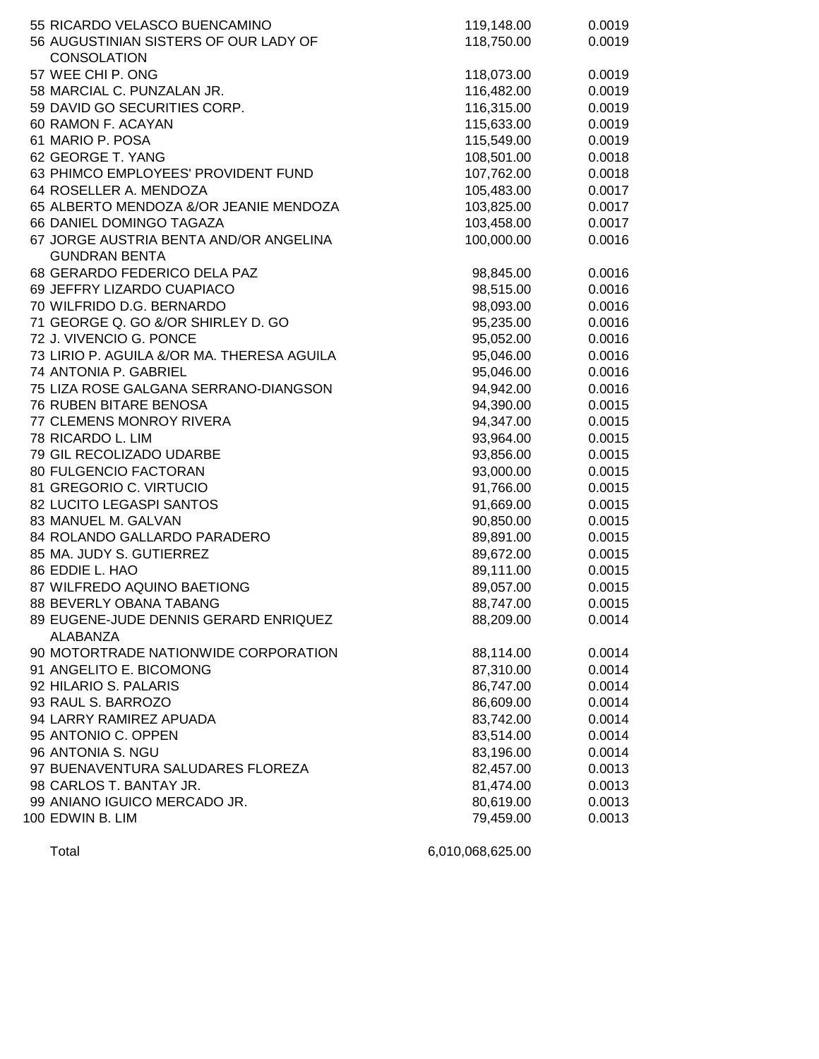| | | | |
|---|---|---|---|
| 55 | RICARDO VELASCO BUENCAMINO | 119,148.00 | 0.0019 |
| 56 | AUGUSTINIAN SISTERS OF OUR LADY OF CONSOLATION | 118,750.00 | 0.0019 |
| 57 | WEE CHI P. ONG | 118,073.00 | 0.0019 |
| 58 | MARCIAL C. PUNZALAN JR. | 116,482.00 | 0.0019 |
| 59 | DAVID GO SECURITIES CORP. | 116,315.00 | 0.0019 |
| 60 | RAMON F. ACAYAN | 115,633.00 | 0.0019 |
| 61 | MARIO P. POSA | 115,549.00 | 0.0019 |
| 62 | GEORGE T. YANG | 108,501.00 | 0.0018 |
| 63 | PHIMCO EMPLOYEES' PROVIDENT FUND | 107,762.00 | 0.0018 |
| 64 | ROSELLER A. MENDOZA | 105,483.00 | 0.0017 |
| 65 | ALBERTO MENDOZA &/OR JEANIE MENDOZA | 103,825.00 | 0.0017 |
| 66 | DANIEL DOMINGO TAGAZA | 103,458.00 | 0.0017 |
| 67 | JORGE AUSTRIA BENTA AND/OR ANGELINA GUNDRAN BENTA | 100,000.00 | 0.0016 |
| 68 | GERARDO FEDERICO DELA PAZ | 98,845.00 | 0.0016 |
| 69 | JEFFRY LIZARDO CUAPIACO | 98,515.00 | 0.0016 |
| 70 | WILFRIDO D.G. BERNARDO | 98,093.00 | 0.0016 |
| 71 | GEORGE Q. GO &/OR SHIRLEY D. GO | 95,235.00 | 0.0016 |
| 72 | J. VIVENCIO G. PONCE | 95,052.00 | 0.0016 |
| 73 | LIRIO P. AGUILA &/OR MA. THERESA AGUILA | 95,046.00 | 0.0016 |
| 74 | ANTONIA P. GABRIEL | 95,046.00 | 0.0016 |
| 75 | LIZA ROSE GALGANA SERRANO-DIANGSON | 94,942.00 | 0.0016 |
| 76 | RUBEN BITARE BENOSA | 94,390.00 | 0.0015 |
| 77 | CLEMENS MONROY RIVERA | 94,347.00 | 0.0015 |
| 78 | RICARDO L. LIM | 93,964.00 | 0.0015 |
| 79 | GIL RECOLIZADO UDARBE | 93,856.00 | 0.0015 |
| 80 | FULGENCIO FACTORAN | 93,000.00 | 0.0015 |
| 81 | GREGORIO C. VIRTUCIO | 91,766.00 | 0.0015 |
| 82 | LUCITO LEGASPI SANTOS | 91,669.00 | 0.0015 |
| 83 | MANUEL M. GALVAN | 90,850.00 | 0.0015 |
| 84 | ROLANDO GALLARDO PARADERO | 89,891.00 | 0.0015 |
| 85 | MA. JUDY S. GUTIERREZ | 89,672.00 | 0.0015 |
| 86 | EDDIE L. HAO | 89,111.00 | 0.0015 |
| 87 | WILFREDO AQUINO BAETIONG | 89,057.00 | 0.0015 |
| 88 | BEVERLY OBANA TABANG | 88,747.00 | 0.0015 |
| 89 | EUGENE-JUDE DENNIS GERARD ENRIQUEZ ALABANZA | 88,209.00 | 0.0014 |
| 90 | MOTORTRADE NATIONWIDE CORPORATION | 88,114.00 | 0.0014 |
| 91 | ANGELITO E. BICOMONG | 87,310.00 | 0.0014 |
| 92 | HILARIO S. PALARIS | 86,747.00 | 0.0014 |
| 93 | RAUL S. BARROZO | 86,609.00 | 0.0014 |
| 94 | LARRY RAMIREZ APUADA | 83,742.00 | 0.0014 |
| 95 | ANTONIO C. OPPEN | 83,514.00 | 0.0014 |
| 96 | ANTONIA S. NGU | 83,196.00 | 0.0014 |
| 97 | BUENAVENTURA SALUDARES FLOREZA | 82,457.00 | 0.0013 |
| 98 | CARLOS T. BANTAY JR. | 81,474.00 | 0.0013 |
| 99 | ANIANO IGUICO MERCADO JR. | 80,619.00 | 0.0013 |
| 100 | EDWIN B. LIM | 79,459.00 | 0.0013 |
| | Total | 6,010,068,625.00 | |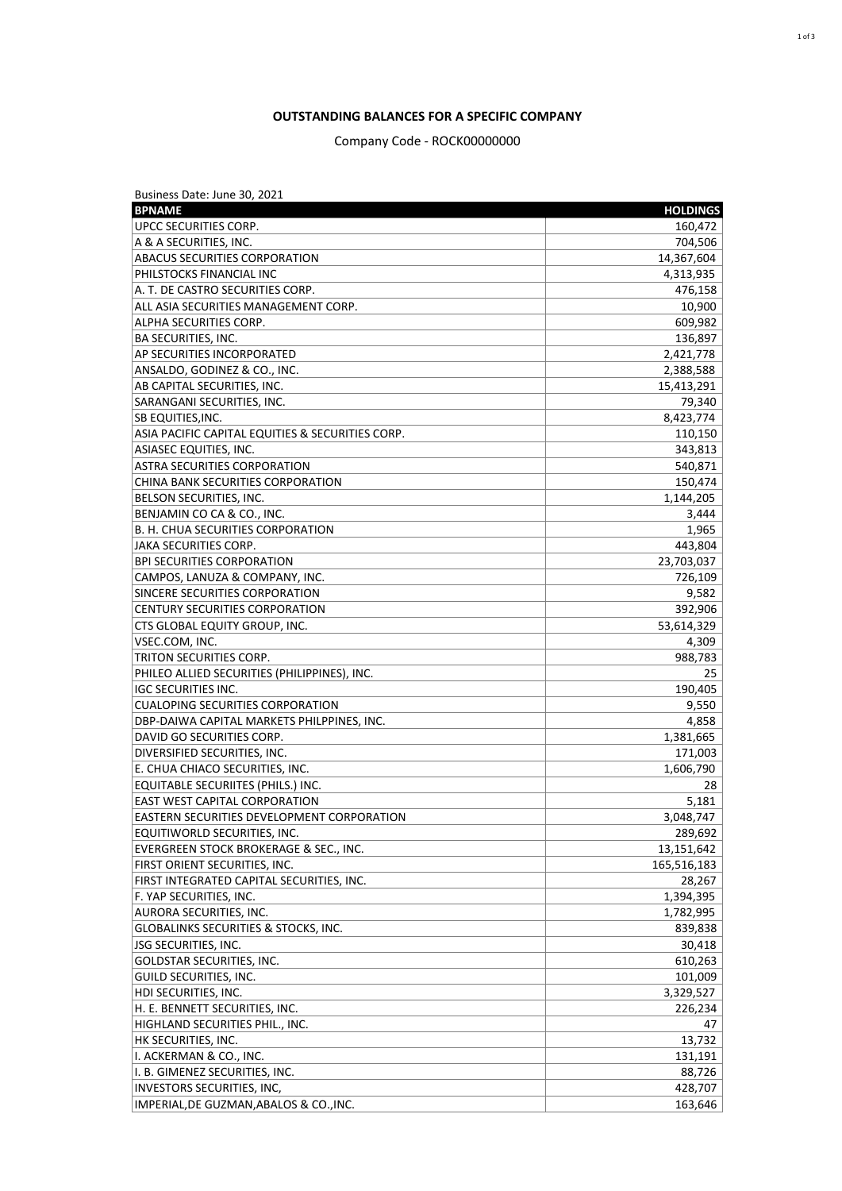**OUTSTANDING BALANCES FOR A SPECIFIC COMPANY**

Company Code - ROCK00000000

Business Date: June 30, 2021

| BPNAME | HOLDINGS |
|---|---|
| UPCC SECURITIES CORP. | 160,472 |
| A & A SECURITIES, INC. | 704,506 |
| ABACUS SECURITIES CORPORATION | 14,367,604 |
| PHILSTOCKS FINANCIAL INC | 4,313,935 |
| A. T. DE CASTRO SECURITIES CORP. | 476,158 |
| ALL ASIA SECURITIES MANAGEMENT CORP. | 10,900 |
| ALPHA SECURITIES CORP. | 609,982 |
| BA SECURITIES, INC. | 136,897 |
| AP SECURITIES INCORPORATED | 2,421,778 |
| ANSALDO, GODINEZ & CO., INC. | 2,388,588 |
| AB CAPITAL SECURITIES, INC. | 15,413,291 |
| SARANGANI SECURITIES, INC. | 79,340 |
| SB EQUITIES,INC. | 8,423,774 |
| ASIA PACIFIC CAPITAL EQUITIES & SECURITIES CORP. | 110,150 |
| ASIASEC EQUITIES, INC. | 343,813 |
| ASTRA SECURITIES CORPORATION | 540,871 |
| CHINA BANK SECURITIES CORPORATION | 150,474 |
| BELSON SECURITIES, INC. | 1,144,205 |
| BENJAMIN CO CA & CO., INC. | 3,444 |
| B. H. CHUA SECURITIES CORPORATION | 1,965 |
| JAKA SECURITIES CORP. | 443,804 |
| BPI SECURITIES CORPORATION | 23,703,037 |
| CAMPOS, LANUZA & COMPANY, INC. | 726,109 |
| SINCERE SECURITIES CORPORATION | 9,582 |
| CENTURY SECURITIES CORPORATION | 392,906 |
| CTS GLOBAL EQUITY GROUP, INC. | 53,614,329 |
| VSEC.COM, INC. | 4,309 |
| TRITON SECURITIES CORP. | 988,783 |
| PHILEO ALLIED SECURITIES (PHILIPPINES), INC. | 25 |
| IGC SECURITIES INC. | 190,405 |
| CUALOPING SECURITIES CORPORATION | 9,550 |
| DBP-DAIWA CAPITAL MARKETS PHILPPINES, INC. | 4,858 |
| DAVID GO SECURITIES CORP. | 1,381,665 |
| DIVERSIFIED SECURITIES, INC. | 171,003 |
| E. CHUA CHIACO SECURITIES, INC. | 1,606,790 |
| EQUITABLE SECURIITES (PHILS.) INC. | 28 |
| EAST WEST CAPITAL CORPORATION | 5,181 |
| EASTERN SECURITIES DEVELOPMENT CORPORATION | 3,048,747 |
| EQUITIWORLD SECURITIES, INC. | 289,692 |
| EVERGREEN STOCK BROKERAGE & SEC., INC. | 13,151,642 |
| FIRST ORIENT SECURITIES, INC. | 165,516,183 |
| FIRST INTEGRATED CAPITAL SECURITIES, INC. | 28,267 |
| F. YAP SECURITIES, INC. | 1,394,395 |
| AURORA SECURITIES, INC. | 1,782,995 |
| GLOBALINKS SECURITIES & STOCKS, INC. | 839,838 |
| JSG SECURITIES, INC. | 30,418 |
| GOLDSTAR SECURITIES, INC. | 610,263 |
| GUILD SECURITIES, INC. | 101,009 |
| HDI SECURITIES, INC. | 3,329,527 |
| H. E. BENNETT SECURITIES, INC. | 226,234 |
| HIGHLAND SECURITIES PHIL., INC. | 47 |
| HK SECURITIES, INC. | 13,732 |
| I. ACKERMAN & CO., INC. | 131,191 |
| I. B. GIMENEZ SECURITIES, INC. | 88,726 |
| INVESTORS SECURITIES, INC, | 428,707 |
| IMPERIAL,DE GUZMAN,ABALOS & CO.,INC. | 163,646 |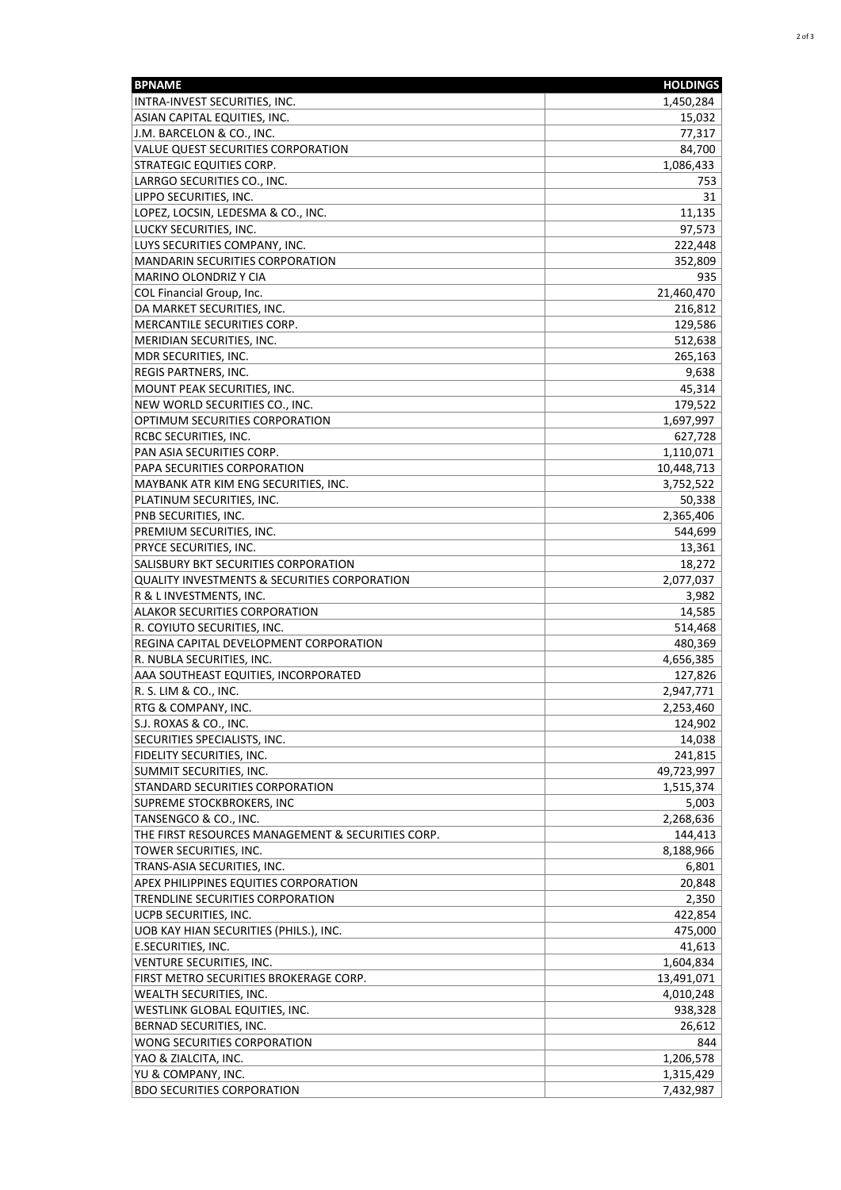| BPNAME | HOLDINGS |
|---|---|
| INTRA-INVEST SECURITIES, INC. | 1,450,284 |
| ASIAN CAPITAL EQUITIES, INC. | 15,032 |
| J.M. BARCELON & CO., INC. | 77,317 |
| VALUE QUEST SECURITIES CORPORATION | 84,700 |
| STRATEGIC EQUITIES CORP. | 1,086,433 |
| LARRGO SECURITIES CO., INC. | 753 |
| LIPPO SECURITIES, INC. | 31 |
| LOPEZ, LOCSIN, LEDESMA & CO., INC. | 11,135 |
| LUCKY SECURITIES, INC. | 97,573 |
| LUYS SECURITIES COMPANY, INC. | 222,448 |
| MANDARIN SECURITIES CORPORATION | 352,809 |
| MARINO OLONDRIZ Y CIA | 935 |
| COL Financial Group, Inc. | 21,460,470 |
| DA MARKET SECURITIES, INC. | 216,812 |
| MERCANTILE SECURITIES CORP. | 129,586 |
| MERIDIAN SECURITIES, INC. | 512,638 |
| MDR SECURITIES, INC. | 265,163 |
| REGIS PARTNERS, INC. | 9,638 |
| MOUNT PEAK SECURITIES, INC. | 45,314 |
| NEW WORLD SECURITIES CO., INC. | 179,522 |
| OPTIMUM SECURITIES CORPORATION | 1,697,997 |
| RCBC SECURITIES, INC. | 627,728 |
| PAN ASIA SECURITIES CORP. | 1,110,071 |
| PAPA SECURITIES CORPORATION | 10,448,713 |
| MAYBANK ATR KIM ENG SECURITIES, INC. | 3,752,522 |
| PLATINUM SECURITIES, INC. | 50,338 |
| PNB SECURITIES, INC. | 2,365,406 |
| PREMIUM SECURITIES, INC. | 544,699 |
| PRYCE SECURITIES, INC. | 13,361 |
| SALISBURY BKT SECURITIES CORPORATION | 18,272 |
| QUALITY INVESTMENTS & SECURITIES CORPORATION | 2,077,037 |
| R & L INVESTMENTS, INC. | 3,982 |
| ALAKOR SECURITIES CORPORATION | 14,585 |
| R. COYIUTO SECURITIES, INC. | 514,468 |
| REGINA CAPITAL DEVELOPMENT CORPORATION | 480,369 |
| R. NUBLA SECURITIES, INC. | 4,656,385 |
| AAA SOUTHEAST EQUITIES, INCORPORATED | 127,826 |
| R. S. LIM & CO., INC. | 2,947,771 |
| RTG & COMPANY, INC. | 2,253,460 |
| S.J. ROXAS & CO., INC. | 124,902 |
| SECURITIES SPECIALISTS, INC. | 14,038 |
| FIDELITY SECURITIES, INC. | 241,815 |
| SUMMIT SECURITIES, INC. | 49,723,997 |
| STANDARD SECURITIES CORPORATION | 1,515,374 |
| SUPREME STOCKBROKERS, INC | 5,003 |
| TANSENGCO & CO., INC. | 2,268,636 |
| THE FIRST RESOURCES MANAGEMENT & SECURITIES CORP. | 144,413 |
| TOWER SECURITIES, INC. | 8,188,966 |
| TRANS-ASIA SECURITIES, INC. | 6,801 |
| APEX PHILIPPINES EQUITIES CORPORATION | 20,848 |
| TRENDLINE SECURITIES CORPORATION | 2,350 |
| UCPB SECURITIES, INC. | 422,854 |
| UOB KAY HIAN SECURITIES (PHILS.), INC. | 475,000 |
| E.SECURITIES, INC. | 41,613 |
| VENTURE SECURITIES, INC. | 1,604,834 |
| FIRST METRO SECURITIES BROKERAGE CORP. | 13,491,071 |
| WEALTH SECURITIES, INC. | 4,010,248 |
| WESTLINK GLOBAL EQUITIES, INC. | 938,328 |
| BERNAD SECURITIES, INC. | 26,612 |
| WONG SECURITIES CORPORATION | 844 |
| YAO & ZIALCITA, INC. | 1,206,578 |
| YU & COMPANY, INC. | 1,315,429 |
| BDO SECURITIES CORPORATION | 7,432,987 |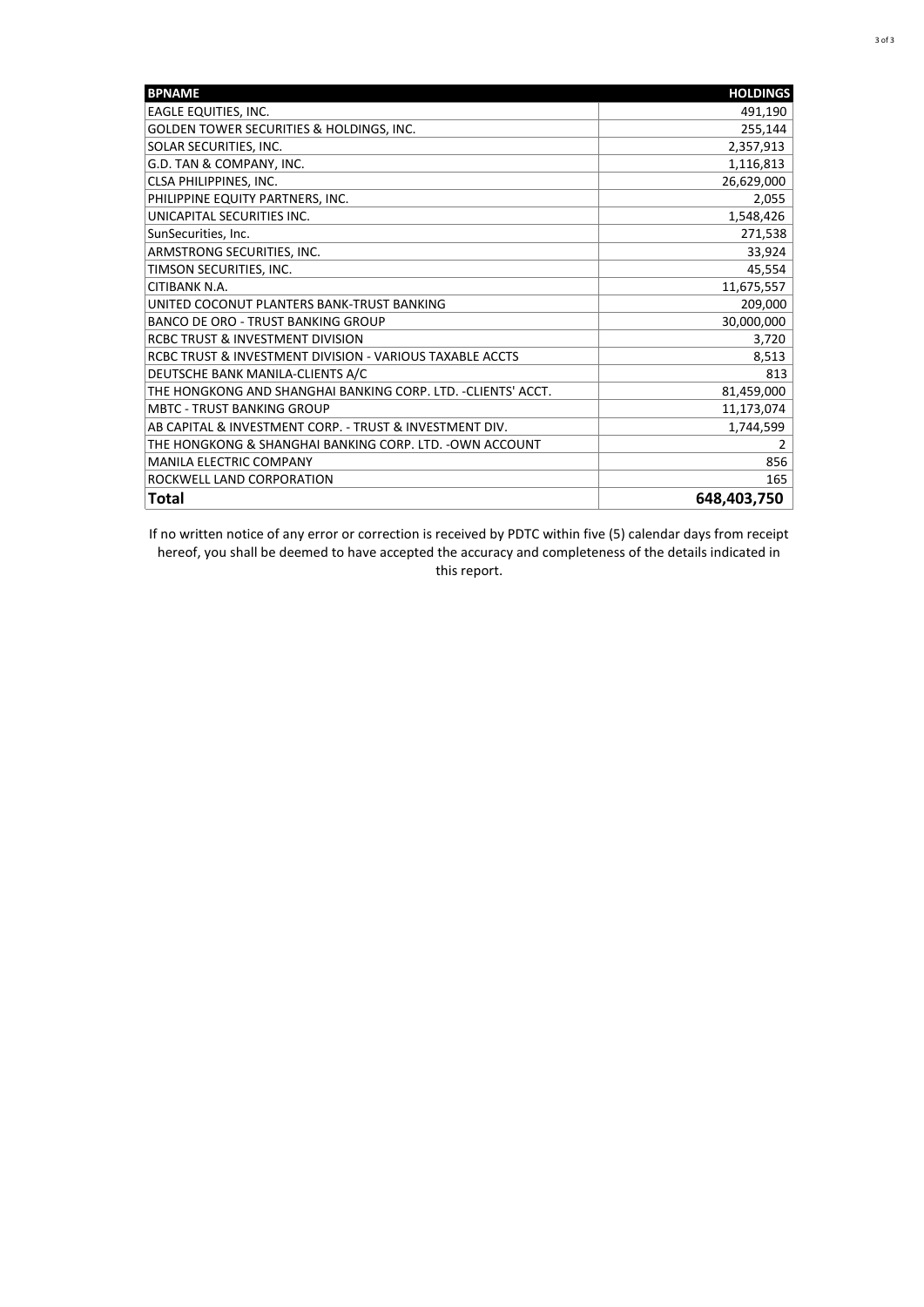| BPNAME | HOLDINGS |
| --- | --- |
| EAGLE EQUITIES, INC. | 491,190 |
| GOLDEN TOWER SECURITIES & HOLDINGS, INC. | 255,144 |
| SOLAR SECURITIES, INC. | 2,357,913 |
| G.D. TAN & COMPANY, INC. | 1,116,813 |
| CLSA PHILIPPINES, INC. | 26,629,000 |
| PHILIPPINE EQUITY PARTNERS, INC. | 2,055 |
| UNICAPITAL SECURITIES INC. | 1,548,426 |
| SunSecurities, Inc. | 271,538 |
| ARMSTRONG SECURITIES, INC. | 33,924 |
| TIMSON SECURITIES, INC. | 45,554 |
| CITIBANK N.A. | 11,675,557 |
| UNITED COCONUT PLANTERS BANK-TRUST BANKING | 209,000 |
| BANCO DE ORO - TRUST BANKING GROUP | 30,000,000 |
| RCBC TRUST & INVESTMENT DIVISION | 3,720 |
| RCBC TRUST & INVESTMENT DIVISION - VARIOUS TAXABLE ACCTS | 8,513 |
| DEUTSCHE BANK MANILA-CLIENTS A/C | 813 |
| THE HONGKONG AND SHANGHAI BANKING CORP. LTD. -CLIENTS' ACCT. | 81,459,000 |
| MBTC - TRUST BANKING GROUP | 11,173,074 |
| AB CAPITAL & INVESTMENT CORP. - TRUST & INVESTMENT DIV. | 1,744,599 |
| THE HONGKONG & SHANGHAI BANKING CORP. LTD. -OWN ACCOUNT | 2 |
| MANILA ELECTRIC COMPANY | 856 |
| ROCKWELL LAND CORPORATION | 165 |
| **Total** | **648,403,750** |

If no written notice of any error or correction is received by PDTC within five (5) calendar days from receipt hereof, you shall be deemed to have accepted the accuracy and completeness of the details indicated in this report.